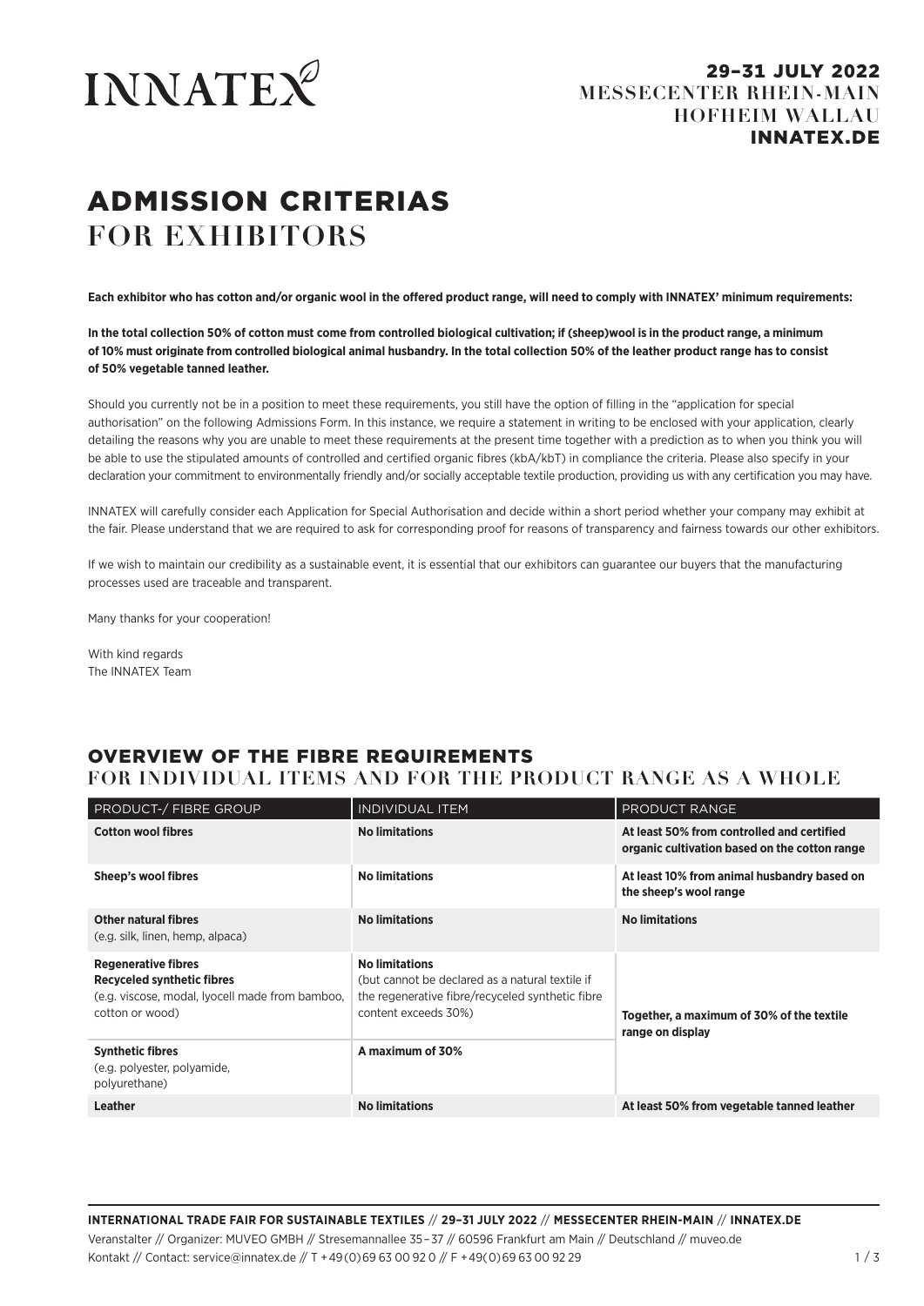INNATEX

**29–31 JULY 2022**
**MESSECENTER RHEIN-MAIN**
**HOFHEIM WALLAU**
**INNATEX.DE**

# ADMISSION CRITERIAS FOR EXHIBITORS

**Each exhibitor who has cotton and/or organic wool in the offered product range, will need to comply with INNATEX' minimum requirements:**

**In the total collection 50% of cotton must come from controlled biological cultivation; if (sheep)wool is in the product range, a minimum of 10% must originate from controlled biological animal husbandry. In the total collection 50% of the leather product range has to consist of 50% vegetable tanned leather.**

Should you currently not be in a position to meet these requirements, you still have the option of filling in the "application for special authorisation" on the following Admissions Form. In this instance, we require a statement in writing to be enclosed with your application, clearly detailing the reasons why you are unable to meet these requirements at the present time together with a prediction as to when you think you will be able to use the stipulated amounts of controlled and certified organic fibres (kbA/kbT) in compliance the criteria. Please also specify in your declaration your commitment to environmentally friendly and/or socially acceptable textile production, providing us with any certification you may have.

INNATEX will carefully consider each Application for Special Authorisation and decide within a short period whether your company may exhibit at the fair. Please understand that we are required to ask for corresponding proof for reasons of transparency and fairness towards our other exhibitors.

If we wish to maintain our credibility as a sustainable event, it is essential that our exhibitors can guarantee our buyers that the manufacturing processes used are traceable and transparent.

Many thanks for your cooperation!

With kind regards
The INNATEX Team

## OVERVIEW OF THE FIBRE REQUIREMENTS FOR INDIVIDUAL ITEMS AND FOR THE PRODUCT RANGE AS A WHOLE

| PRODUCT-/ FIBRE GROUP | INDIVIDUAL ITEM | PRODUCT RANGE |
|---|---|---|
| **Cotton wool fibres** | **No limitations** | **At least 50% from controlled and certified organic cultivation based on the cotton range** |
| **Sheep's wool fibres** | **No limitations** | **At least 10% from animal husbandry based on the sheep's wool range** |
| **Other natural fibres** (e.g. silk, linen, hemp, alpaca) | **No limitations** | **No limitations** |
| **Regenerative fibres** **Recyceled synthetic fibres** (e.g. viscose, modal, lyocell made from bamboo, cotton or wood) | **No limitations** (but cannot be declared as a natural textile if the regenerative fibre/recyceled synthetic fibre content exceeds 30%) | **Together, a maximum of 30% of the textile range on display** |
| **Synthetic fibres** (e.g. polyester, polyamide, polyurethane) | **A maximum of 30%** | |
| **Leather** | **No limitations** | **At least 50% from vegetable tanned leather** |

**INTERNATIONAL TRADE FAIR FOR SUSTAINABLE TEXTILES // 29–31 JULY 2022 // MESSECENTER RHEIN-MAIN // INNATEX.DE**
Veranstalter // Organizer: MUVEO GMBH // Stresemannallee 35 – 37 // 60596 Frankfurt am Main // Deutschland // muveo.de
Kontakt // Contact: service@innatex.de // T +49(0)69 63 00 92 0 // F +49(0)69 63 00 92 29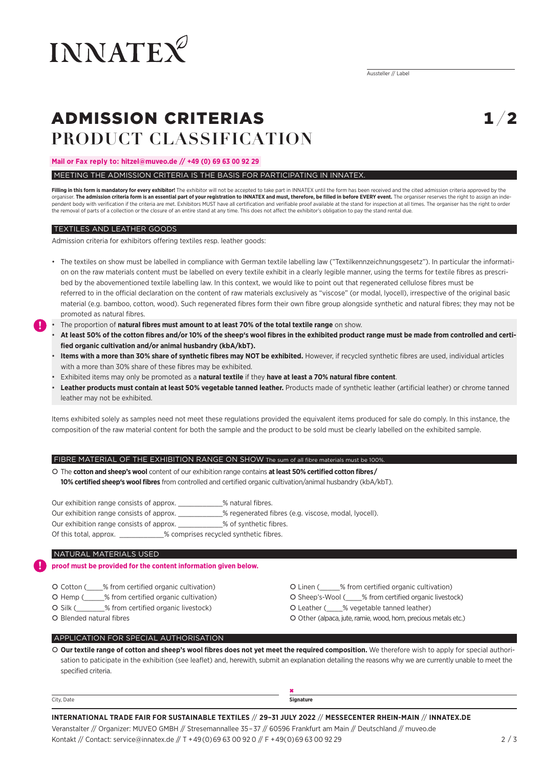# INNATEX

Aussteller // Label

# ADMISSION CRITERIAS 1/2
## PRODUCT CLASSIFICATION

**Mail or Fax reply to: hitzel@muveo.de // +49 (0) 69 63 00 92 29**

### MEETING THE ADMISSION CRITERIA IS THE BASIS FOR PARTICIPATING IN INNATEX.

**Filling in this form is mandatory for every exhibitor!** The exhibitor will not be accepted to take part in INNATEX until the form has been received and the cited admission criteria approved by the organiser. **The admission criteria form is an essential part of your registration to INNATEX and must, therefore, be filled in before EVERY event.** The organiser reserves the right to assign an independent body with verification if the criteria are met. Exhibitors MUST have all certification and verifiable proof available at the stand for inspection at all times. The organiser has the right to order the removal of parts of a collection or the closure of an entire stand at any time. This does not affect the exhibitor's obligation to pay the stand rental due.

### TEXTILES AND LEATHER GOODS

Admission criteria for exhibitors offering textiles resp. leather goods:

- The textiles on show must be labelled in compliance with German textile labelling law ("Textilkennzeichnungsgesetz"). In particular the information on the raw materials content must be labelled on every textile exhibit in a clearly legible manner, using the terms for textile fibres as prescribed by the abovementioned textile labelling law. In this context, we would like to point out that regenerated cellulose fibres must be referred to in the official declaration on the content of raw materials exclusively as "viscose" (or modal, lyocell), irrespective of the original basic material (e.g. bamboo, cotton, wood). Such regenerated fibres form their own fibre group alongside synthetic and natural fibres; they may not be promoted as natural fibres.
- The proportion of **natural fibres must amount to at least 70% of the total textile range** on show.
- **At least 50% of the cotton fibres and/or 10% of the sheep's wool fibres in the exhibited product range must be made from controlled and certified organic cultivation and/or animal husbandry (kbA/kbT).**
- **Items with a more than 30% share of synthetic fibres may NOT be exhibited.** However, if recycled synthetic fibres are used, individual articles with a more than 30% share of these fibres may be exhibited.
- Exhibited items may only be promoted as a **natural textile** if they **have at least a 70% natural fibre content**.
- **Leather products must contain at least 50% vegetable tanned leather.** Products made of synthetic leather (artificial leather) or chrome tanned leather may not be exhibited.

Items exhibited solely as samples need not meet these regulations provided the equivalent items produced for sale do comply. In this instance, the composition of the raw material content for both the sample and the product to be sold must be clearly labelled on the exhibited sample.

### FIBRE MATERIAL OF THE EXHIBITION RANGE ON SHOW The sum of all fibre materials must be 100%.

○ The **cotton and sheep's wool** content of our exhibition range contains **at least 50% certified cotton fibres/ 10% certified sheep's wool fibres** from controlled and certified organic cultivation/animal husbandry (kbA/kbT).

Our exhibition range consists of approx. ____________% natural fibres.
Our exhibition range consists of approx. ____________% regenerated fibres (e.g. viscose, modal, lyocell).
Our exhibition range consists of approx. ____________% of synthetic fibres.
Of this total, approx. ____________% comprises recycled synthetic fibres.

### NATURAL MATERIALS USED

**proof must be provided for the content information given below.**

○ Cotton (_____% from certified organic cultivation)
○ Hemp (______% from certified organic cultivation)
○ Silk (________% from certified organic livestock)
○ Blended natural fibres
○ Linen (______% from certified organic cultivation)
○ Sheep's-Wool (_____% from certified organic livestock)
○ Leather (_____% vegetable tanned leather)
○ Other (alpaca, jute, ramie, wood, horn, precious metals etc.)

### APPLICATION FOR SPECIAL AUTHORISATION

○ **Our textile range of cotton and sheep's wool fibres does not yet meet the required composition.** We therefore wish to apply for special authorisation to paticipate in the exhibition (see leaflet) and, herewith, submit an explanation detailing the reasons why we are currently unable to meet the specified criteria.

City, Date ____________________ **Signature** ____________________

**INTERNATIONAL TRADE FAIR FOR SUSTAINABLE TEXTILES // 29–31 JULY 2022 // MESSECENTER RHEIN-MAIN // INNATEX.DE**
Veranstalter // Organizer: MUVEO GMBH // Stresemannallee 35–37 // 60596 Frankfurt am Main // Deutschland // muveo.de
Kontakt // Contact: service@innatex.de // T +49(0)69 63 00 92 0 // F +49(0)69 63 00 92 29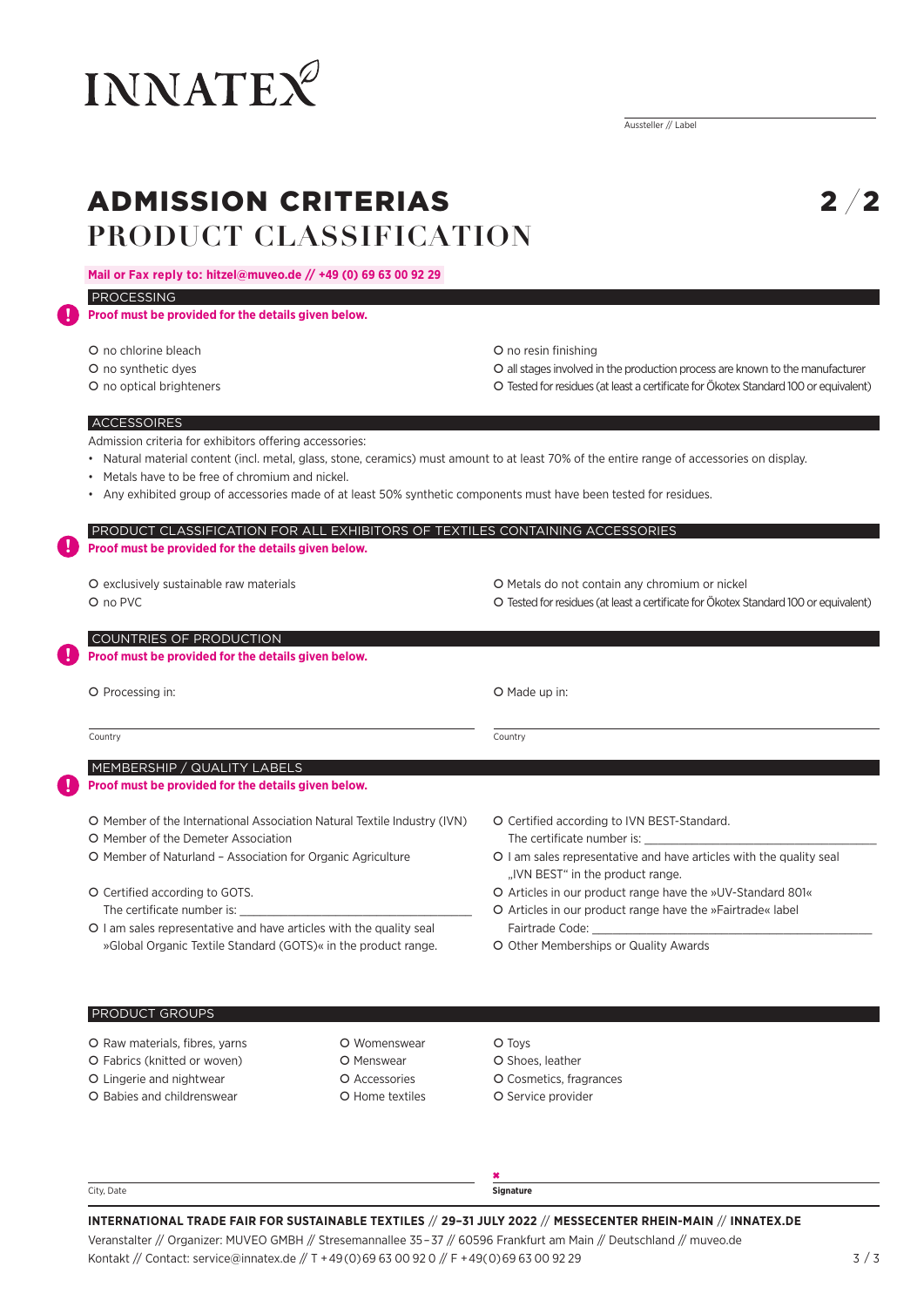# INNATEX

Aussteller // Label

# ADMISSION CRITERIAS 2/2
## PRODUCT CLASSIFICATION

**Mail or Fax reply to: hitzel@muveo.de // +49 (0) 69 63 00 92 29**

### PROCESSING

**Proof must be provided for the details given below.**

- O no chlorine bleach
- O no synthetic dyes
- O no optical brighteners
- O no resin finishing
- O all stages involved in the production process are known to the manufacturer
- O Tested for residues (at least a certificate for Ökotex Standard 100 or equivalent)

### ACCESSOIRES

Admission criteria for exhibitors offering accessories:

- Natural material content (incl. metal, glass, stone, ceramics) must amount to at least 70% of the entire range of accessories on display.
- Metals have to be free of chromium and nickel.
- Any exhibited group of accessories made of at least 50% synthetic components must have been tested for residues.

### PRODUCT CLASSIFICATION FOR ALL EXHIBITORS OF TEXTILES CONTAINING ACCESSORIES

**Proof must be provided for the details given below.**

- O exclusively sustainable raw materials
- O no PVC
- O Metals do not contain any chromium or nickel
- O Tested for residues (at least a certificate for Ökotex Standard 100 or equivalent)

### COUNTRIES OF PRODUCTION

**Proof must be provided for the details given below.**

O Processing in:

______________________________
Country

O Made up in:

______________________________
Country

### MEMBERSHIP / QUALITY LABELS

**Proof must be provided for the details given below.**

- O Member of the International Association Natural Textile Industry (IVN)
- O Member of the Demeter Association
- O Member of Naturland – Association for Organic Agriculture
- O Certified according to GOTS.
  The certificate number is: ______________________________
- O I am sales representative and have articles with the quality seal »Global Organic Textile Standard (GOTS)« in the product range.
- O Certified according to IVN BEST-Standard.
  The certificate number is: ______________________________
- O I am sales representative and have articles with the quality seal „IVN BEST" in the product range.
- O Articles in our product range have the »UV-Standard 801«
- O Articles in our product range have the »Fairtrade« label
  Fairtrade Code: ______________________________
- O Other Memberships or Quality Awards

### PRODUCT GROUPS

- O Raw materials, fibres, yarns
- O Fabrics (knitted or woven)
- O Lingerie and nightwear
- O Babies and childrenswear
- O Womenswear
- O Menswear
- O Accessories
- O Home textiles
- O Toys
- O Shoes, leather
- O Cosmetics, fragrances
- O Service provider

______________________________
City, Date

✖ ______________________________
**Signature**

**INTERNATIONAL TRADE FAIR FOR SUSTAINABLE TEXTILES // 29–31 JULY 2022 // MESSECENTER RHEIN-MAIN // INNATEX.DE**

Veranstalter // Organizer: MUVEO GMBH // Stresemannallee 35 – 37 // 60596 Frankfurt am Main // Deutschland // muveo.de

Kontakt // Contact: service@innatex.de // T +49 (0) 69 63 00 92 0 // F +49 (0) 69 63 00 92 29